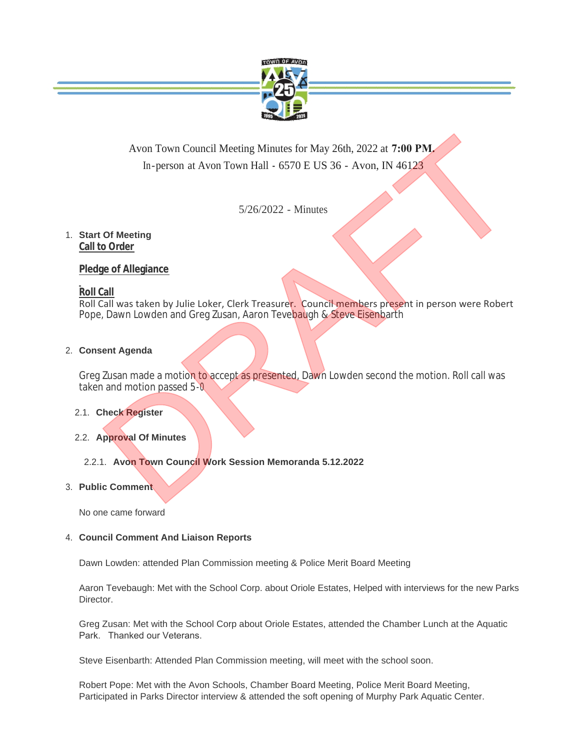Avon Town Council Meeting Minutes for May 26th, 2022 at **7:00 PM.**
In-person at Avon Town Hall - 6570 E US 36 - Avon, IN 46123

5/26/2022 - Minutes

1. **Start Of Meeting**

   **Call to Order**

   **Pledge of Allegiance**

   **Roll Call**

   Roll Call was taken by Julie Loker, Clerk Treasurer. Council members present in person were Robert Pope, Dawn Lowden and Greg Zusan, Aaron Tevebaugh & Steve Eisenbarth

2. **Consent Agenda**

   Greg Zusan made a motion to accept as presented, Dawn Lowden second the motion. Roll call was taken and motion passed 5-0

   2.1. **Check Register**

   2.2. **Approval Of Minutes**

   2.2.1. **Avon Town Council Work Session Memoranda 5.12.2022**

3. **Public Comment**

   No one came forward

4. **Council Comment And Liaison Reports**

   Dawn Lowden: attended Plan Commission meeting & Police Merit Board Meeting

   Aaron Tevebaugh: Met with the School Corp. about Oriole Estates, Helped with interviews for the new Parks Director.

   Greg Zusan: Met with the School Corp about Oriole Estates, attended the Chamber Lunch at the Aquatic Park. Thanked our Veterans.

   Steve Eisenbarth: Attended Plan Commission meeting, will meet with the school soon.

   Robert Pope: Met with the Avon Schools, Chamber Board Meeting, Police Merit Board Meeting, Participated in Parks Director interview & attended the soft opening of Murphy Park Aquatic Center.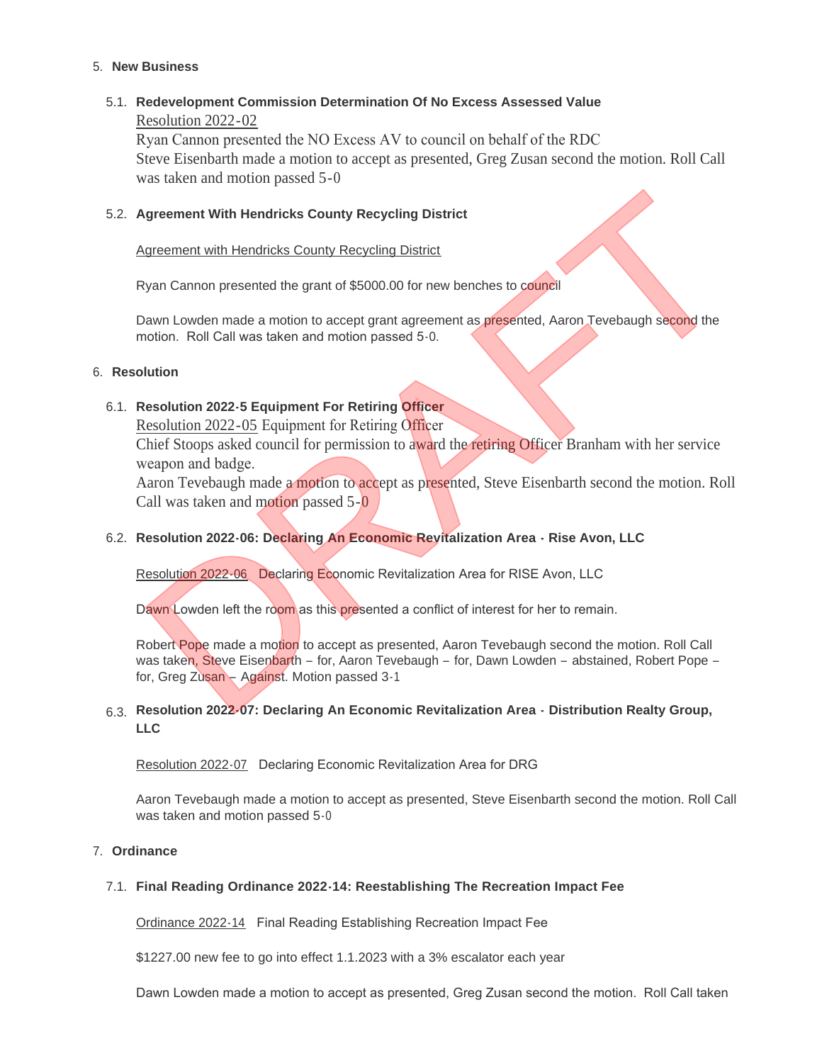5. **New Business**

   5.1. **Redevelopment Commission Determination Of No Excess Assessed Value**

   Resolution 2022-02

   Ryan Cannon presented the NO Excess AV to council on behalf of the RDC

   Steve Eisenbarth made a motion to accept as presented, Greg Zusan second the motion. Roll Call was taken and motion passed 5-0

   5.2. **Agreement With Hendricks County Recycling District**

   Agreement with Hendricks County Recycling District

   Ryan Cannon presented the grant of $5000.00 for new benches to council

   Dawn Lowden made a motion to accept grant agreement as presented, Aaron Tevebaugh second the motion. Roll Call was taken and motion passed 5-0.

6. **Resolution**

   6.1. **Resolution 2022-5 Equipment For Retiring Officer**

   Resolution 2022-05 Equipment for Retiring Officer

   Chief Stoops asked council for permission to award the retiring Officer Branham with her service weapon and badge.

   Aaron Tevebaugh made a motion to accept as presented, Steve Eisenbarth second the motion. Roll Call was taken and motion passed 5-0

   6.2. **Resolution 2022-06: Declaring An Economic Revitalization Area - Rise Avon, LLC**

   Resolution 2022-06 Declaring Economic Revitalization Area for RISE Avon, LLC

   Dawn Lowden left the room as this presented a conflict of interest for her to remain.

   Robert Pope made a motion to accept as presented, Aaron Tevebaugh second the motion. Roll Call was taken, Steve Eisenbarth – for, Aaron Tevebaugh – for, Dawn Lowden – abstained, Robert Pope – for, Greg Zusan – Against. Motion passed 3-1

   6.3. **Resolution 2022-07: Declaring An Economic Revitalization Area - Distribution Realty Group, LLC**

   Resolution 2022-07 Declaring Economic Revitalization Area for DRG

   Aaron Tevebaugh made a motion to accept as presented, Steve Eisenbarth second the motion. Roll Call was taken and motion passed 5-0

7. **Ordinance**

   7.1. **Final Reading Ordinance 2022-14: Reestablishing The Recreation Impact Fee**

   Ordinance 2022-14 Final Reading Establishing Recreation Impact Fee

   $1227.00 new fee to go into effect 1.1.2023 with a 3% escalator each year

   Dawn Lowden made a motion to accept as presented, Greg Zusan second the motion. Roll Call taken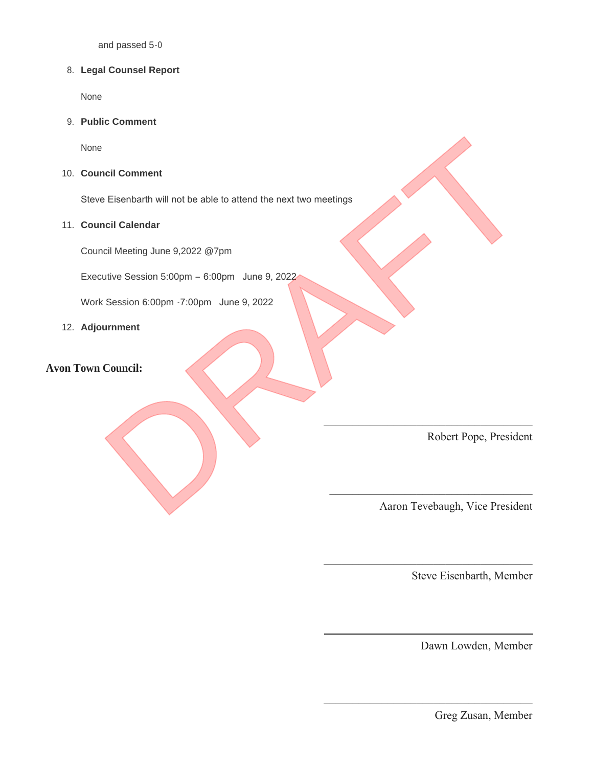and passed 5-0

8. **Legal Counsel Report**

   None

9. **Public Comment**

   None

10. **Council Comment**

    Steve Eisenbarth will not be able to attend the next two meetings

11. **Council Calendar**

    Council Meeting June 9,2022 @7pm

    Executive Session 5:00pm – 6:00pm   June 9, 2022

    Work Session 6:00pm -7:00pm   June 9, 2022

12. **Adjournment**

**Avon Town Council:**

\_\_\_\_\_\_\_\_\_\_\_\_\_\_\_\_\_\_\_\_\_\_\_\_\_\_\_\_\_\_\_\_\_\_

Robert Pope, President

\_\_\_\_\_\_\_\_\_\_\_\_\_\_\_\_\_\_\_\_\_\_\_\_\_\_\_\_\_\_\_\_\_\_

Aaron Tevebaugh, Vice President

\_\_\_\_\_\_\_\_\_\_\_\_\_\_\_\_\_\_\_\_\_\_\_\_\_\_\_\_\_\_\_\_\_\_

Steve Eisenbarth, Member

\_\_\_\_\_\_\_\_\_\_\_\_\_\_\_\_\_\_\_\_\_\_\_\_\_\_\_\_\_\_\_\_\_\_

Dawn Lowden, Member

\_\_\_\_\_\_\_\_\_\_\_\_\_\_\_\_\_\_\_\_\_\_\_\_\_\_\_\_\_\_\_\_\_\_

Greg Zusan, Member

DRAFT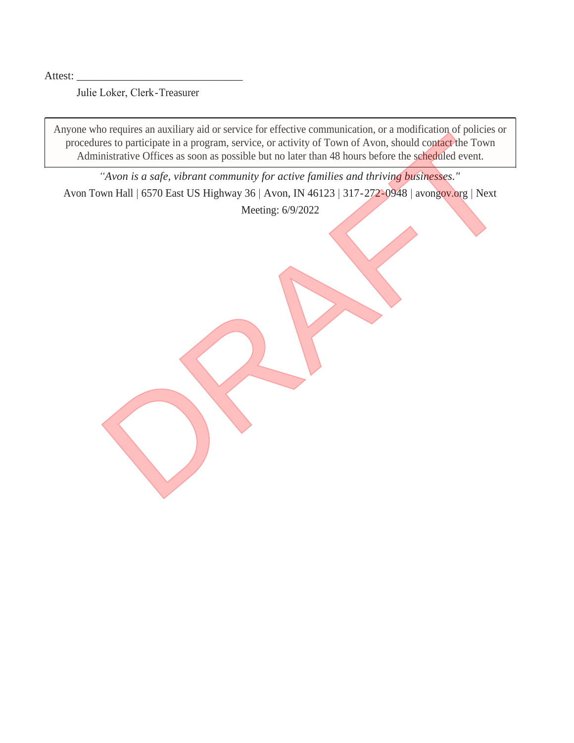Attest: _____________________________

Julie Loker, Clerk-Treasurer

Anyone who requires an auxiliary aid or service for effective communication, or a modification of policies or procedures to participate in a program, service, or activity of Town of Avon, should contact the Town Administrative Offices as soon as possible but no later than 48 hours before the scheduled event.

*"Avon is a safe, vibrant community for active families and thriving businesses."*

Avon Town Hall | 6570 East US Highway 36 | Avon, IN 46123 | 317-272-0948 | avongov.org | Next Meeting: 6/9/2022

DRAFT